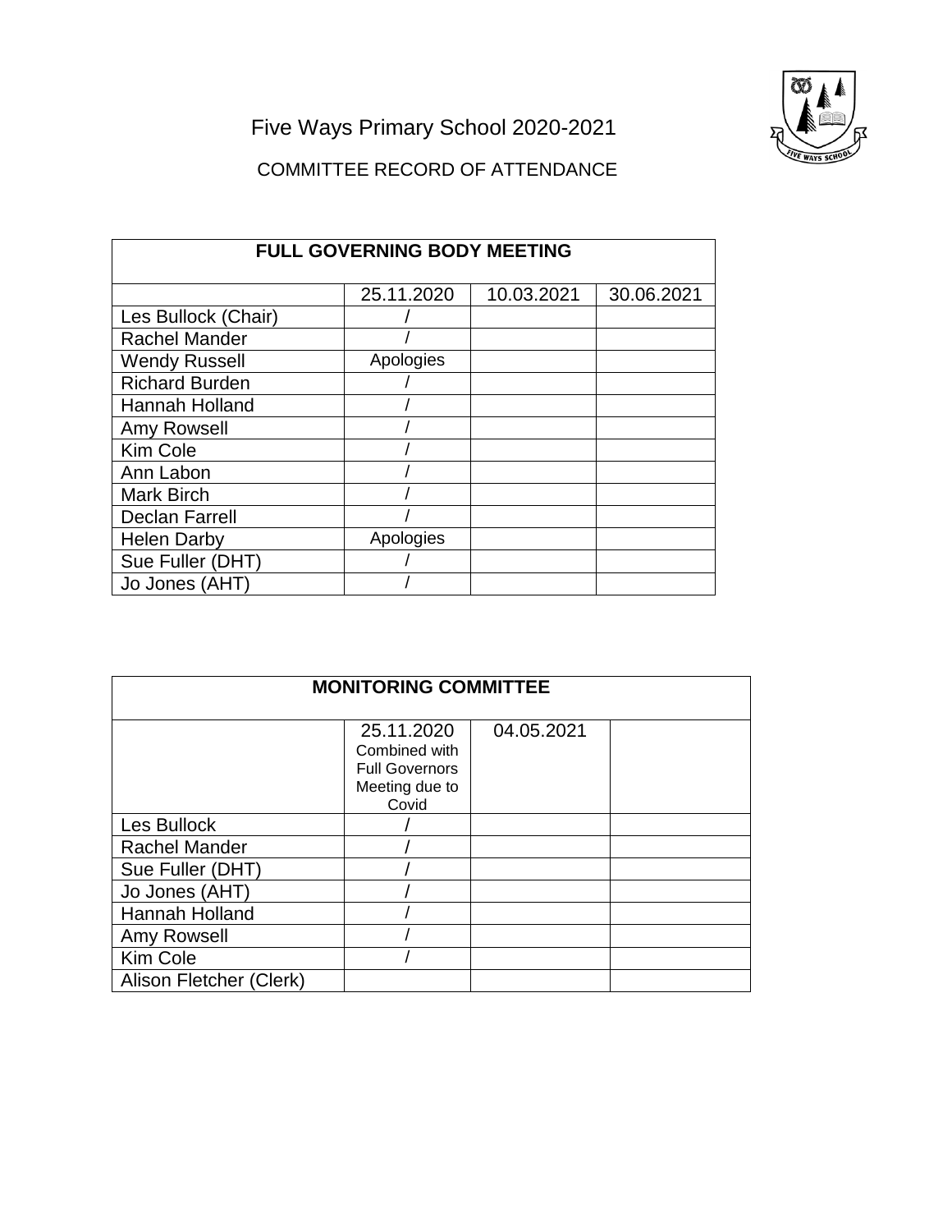# Five Ways Primary School 2020-2021

## COMMITTEE RECORD OF ATTENDANCE

| FULL GOVERNING BODY MEETING | | | |
|---|---|---|---|
| | 25.11.2020 | 10.03.2021 | 30.06.2021 |
| Les Bullock (Chair) | / | | |
| Rachel Mander | / | | |
| Wendy Russell | Apologies | | |
| Richard Burden | / | | |
| Hannah Holland | / | | |
| Amy Rowsell | / | | |
| Kim Cole | / | | |
| Ann Labon | / | | |
| Mark Birch | / | | |
| Declan Farrell | / | | |
| Helen Darby | Apologies | | |
| Sue Fuller (DHT) | / | | |
| Jo Jones (AHT) | / | | |

| MONITORING COMMITTEE | | | |
|---|---|---|---|
| | 25.11.2020 Combined with Full Governors Meeting due to Covid | 04.05.2021 | |
| Les Bullock | / | | |
| Rachel Mander | / | | |
| Sue Fuller (DHT) | / | | |
| Jo Jones (AHT) | / | | |
| Hannah Holland | / | | |
| Amy Rowsell | / | | |
| Kim Cole | / | | |
| Alison Fletcher (Clerk) | | | |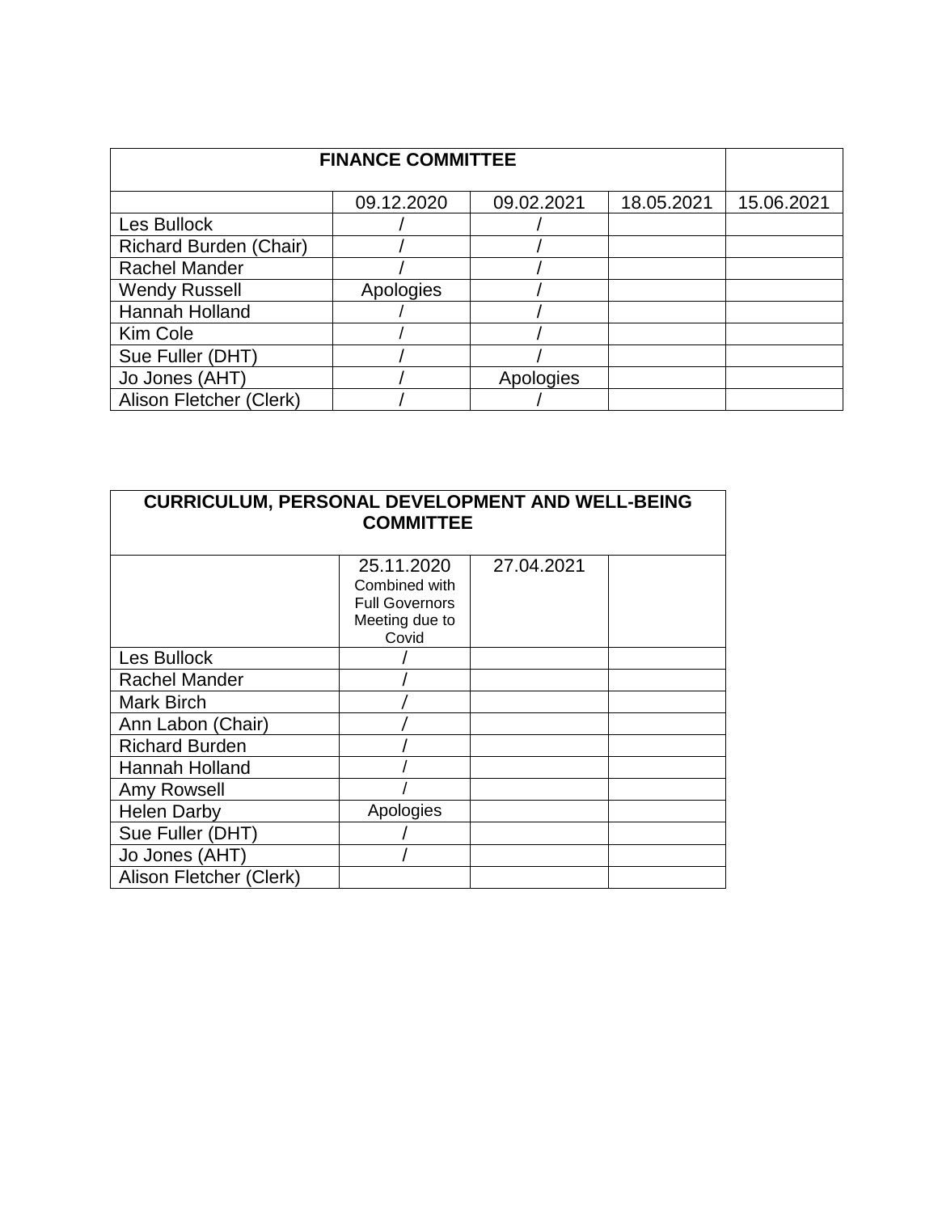| FINANCE COMMITTEE | | | | |
|---|---|---|---|---|
| | 09.12.2020 | 09.02.2021 | 18.05.2021 | 15.06.2021 |
| Les Bullock | / | / | | |
| Richard Burden (Chair) | / | / | | |
| Rachel Mander | / | / | | |
| Wendy Russell | Apologies | / | | |
| Hannah Holland | / | / | | |
| Kim Cole | / | / | | |
| Sue Fuller (DHT) | / | / | | |
| Jo Jones (AHT) | / | Apologies | | |
| Alison Fletcher (Clerk) | / | / | | |

| CURRICULUM, PERSONAL DEVELOPMENT AND WELL-BEING COMMITTEE | | | |
|---|---|---|---|
| | 25.11.2020 Combined with Full Governors Meeting due to Covid | 27.04.2021 | |
| Les Bullock | / | | |
| Rachel Mander | / | | |
| Mark Birch | / | | |
| Ann Labon (Chair) | / | | |
| Richard Burden | / | | |
| Hannah Holland | / | | |
| Amy Rowsell | / | | |
| Helen Darby | Apologies | | |
| Sue Fuller (DHT) | / | | |
| Jo Jones (AHT) | / | | |
| Alison Fletcher (Clerk) | | | |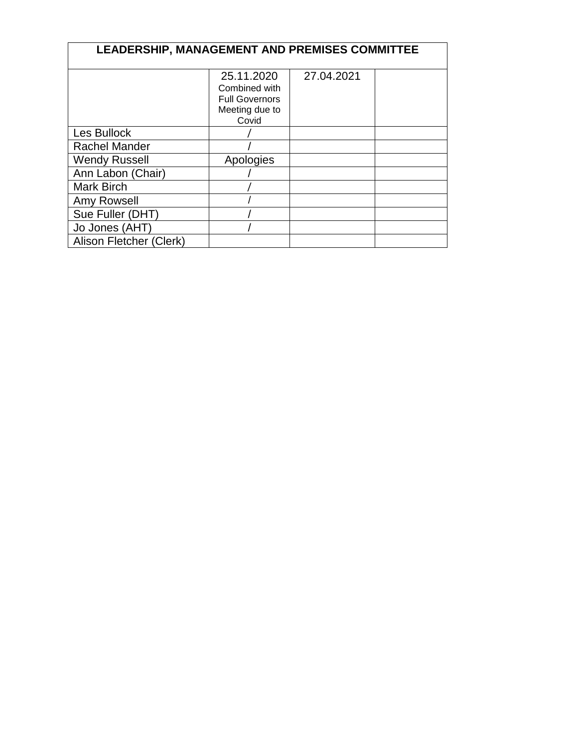| LEADERSHIP, MANAGEMENT AND PREMISES COMMITTEE | | | |
|---|---|---|---|
| | 25.11.2020 Combined with Full Governors Meeting due to Covid | 27.04.2021 | |
| Les Bullock | / | | |
| Rachel Mander | / | | |
| Wendy Russell | Apologies | | |
| Ann Labon (Chair) | / | | |
| Mark Birch | / | | |
| Amy Rowsell | / | | |
| Sue Fuller (DHT) | / | | |
| Jo Jones (AHT) | / | | |
| Alison Fletcher (Clerk) | | | |